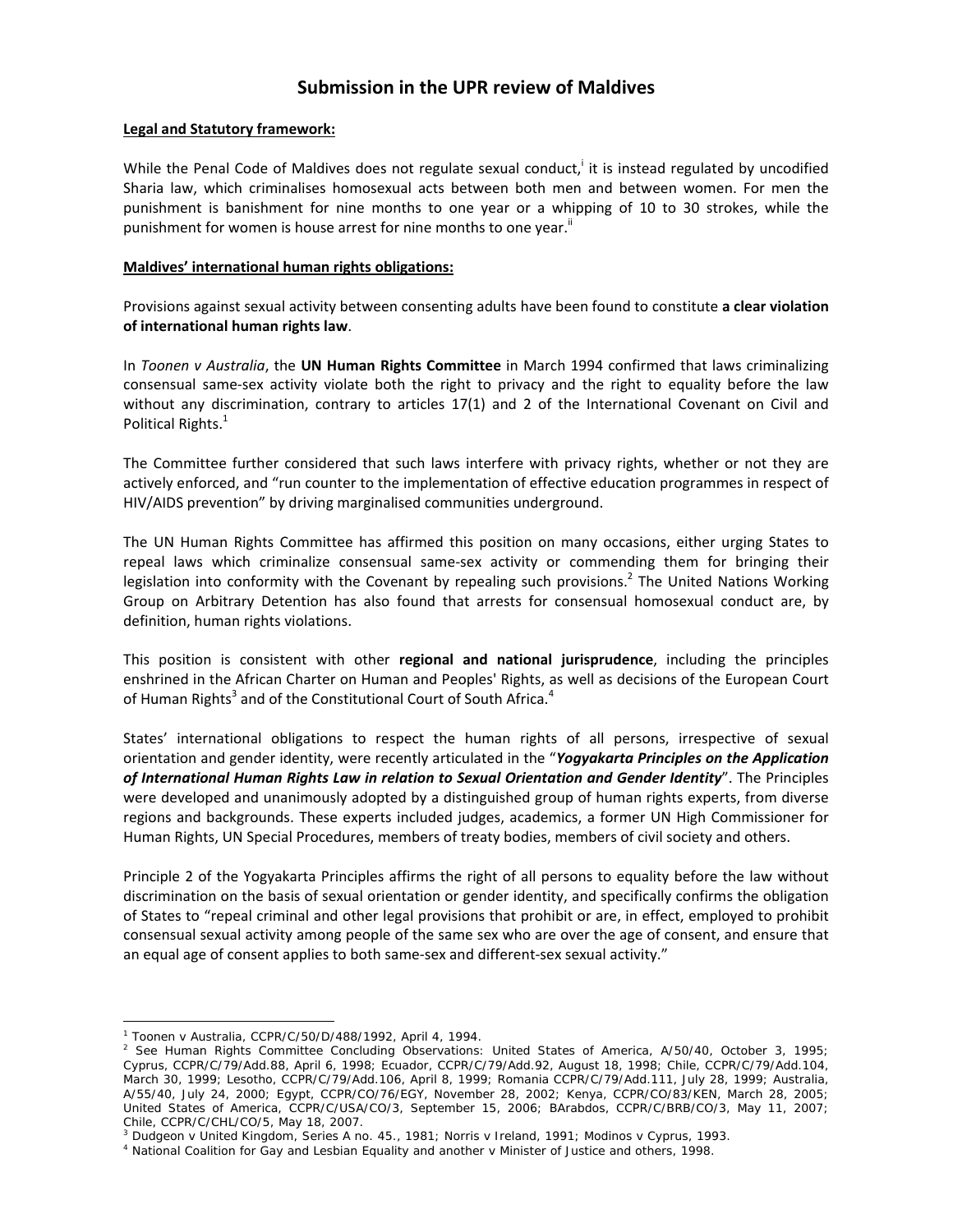# Submission in the UPR review of Maldives

**Legal and Statutory framework:**

While the Penal Code of Maldives does not regulate sexual conduct,[i] it is instead regulated by uncodified Sharia law, which criminalises homosexual acts between both men and between women. For men the punishment is banishment for nine months to one year or a whipping of 10 to 30 strokes, while the punishment for women is house arrest for nine months to one year.[ii]

**Maldives' international human rights obligations:**

Provisions against sexual activity between consenting adults have been found to constitute **a clear violation of international human rights law**.

In *Toonen v Australia*, the **UN Human Rights Committee** in March 1994 confirmed that laws criminalizing consensual same-sex activity violate both the right to privacy and the right to equality before the law without any discrimination, contrary to articles 17(1) and 2 of the International Covenant on Civil and Political Rights.[1]

The Committee further considered that such laws interfere with privacy rights, whether or not they are actively enforced, and "run counter to the implementation of effective education programmes in respect of HIV/AIDS prevention" by driving marginalised communities underground.

The UN Human Rights Committee has affirmed this position on many occasions, either urging States to repeal laws which criminalize consensual same-sex activity or commending them for bringing their legislation into conformity with the Covenant by repealing such provisions.[2] The United Nations Working Group on Arbitrary Detention has also found that arrests for consensual homosexual conduct are, by definition, human rights violations.

This position is consistent with other **regional and national jurisprudence**, including the principles enshrined in the African Charter on Human and Peoples' Rights, as well as decisions of the European Court of Human Rights[3] and of the Constitutional Court of South Africa.[4]

States' international obligations to respect the human rights of all persons, irrespective of sexual orientation and gender identity, were recently articulated in the "***Yogyakarta Principles on the Application of International Human Rights Law in relation to Sexual Orientation and Gender Identity***". The Principles were developed and unanimously adopted by a distinguished group of human rights experts, from diverse regions and backgrounds. These experts included judges, academics, a former UN High Commissioner for Human Rights, UN Special Procedures, members of treaty bodies, members of civil society and others.

Principle 2 of the Yogyakarta Principles affirms the right of all persons to equality before the law without discrimination on the basis of sexual orientation or gender identity, and specifically confirms the obligation of States to "repeal criminal and other legal provisions that prohibit or are, in effect, employed to prohibit consensual sexual activity among people of the same sex who are over the age of consent, and ensure that an equal age of consent applies to both same-sex and different-sex sexual activity."

---

[1] Toonen v Australia, CCPR/C/50/D/488/1992, April 4, 1994.

[2] See Human Rights Committee Concluding Observations: United States of America, A/50/40, October 3, 1995; Cyprus, CCPR/C/79/Add.88, April 6, 1998; Ecuador, CCPR/C/79/Add.92, August 18, 1998; Chile, CCPR/C/79/Add.104, March 30, 1999; Lesotho, CCPR/C/79/Add.106, April 8, 1999; Romania CCPR/C/79/Add.111, July 28, 1999; Australia, A/55/40, July 24, 2000; Egypt, CCPR/CO/76/EGY, November 28, 2002; Kenya, CCPR/CO/83/KEN, March 28, 2005; United States of America, CCPR/C/USA/CO/3, September 15, 2006; BArabdos, CCPR/C/BRB/CO/3, May 11, 2007; Chile, CCPR/C/CHL/CO/5, May 18, 2007.

[3] Dudgeon v United Kingdom, Series A no. 45., 1981; Norris v Ireland, 1991; Modinos v Cyprus, 1993.

[4] National Coalition for Gay and Lesbian Equality and another v Minister of Justice and others, 1998.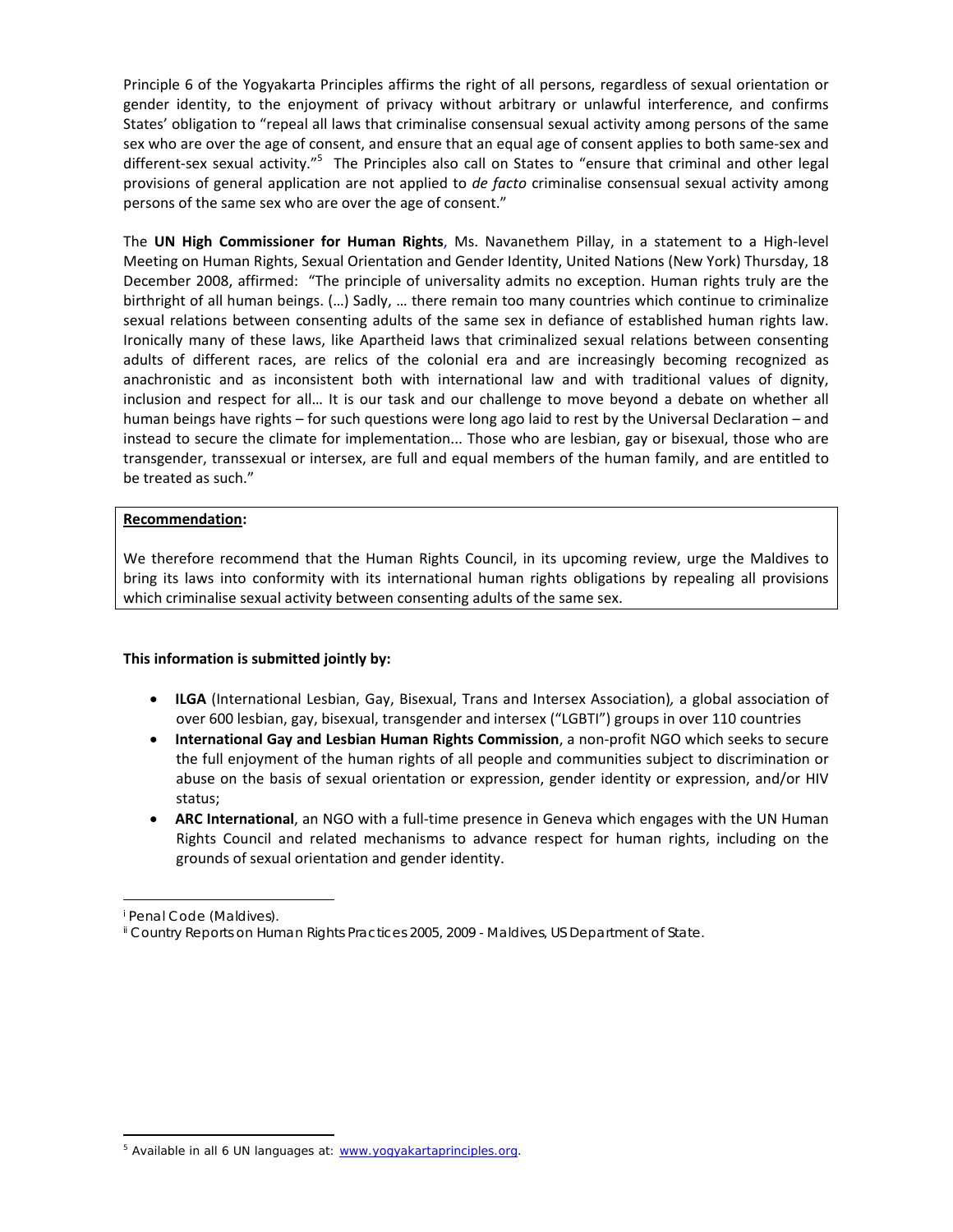Principle 6 of the Yogyakarta Principles affirms the right of all persons, regardless of sexual orientation or gender identity, to the enjoyment of privacy without arbitrary or unlawful interference, and confirms States' obligation to "repeal all laws that criminalise consensual sexual activity among persons of the same sex who are over the age of consent, and ensure that an equal age of consent applies to both same-sex and different-sex sexual activity."[5] The Principles also call on States to "ensure that criminal and other legal provisions of general application are not applied to *de facto* criminalise consensual sexual activity among persons of the same sex who are over the age of consent."

The **UN High Commissioner for Human Rights**, Ms. Navanethem Pillay, in a statement to a High-level Meeting on Human Rights, Sexual Orientation and Gender Identity, United Nations (New York) Thursday, 18 December 2008, affirmed: "The principle of universality admits no exception. Human rights truly are the birthright of all human beings. (…) Sadly, … there remain too many countries which continue to criminalize sexual relations between consenting adults of the same sex in defiance of established human rights law. Ironically many of these laws, like Apartheid laws that criminalized sexual relations between consenting adults of different races, are relics of the colonial era and are increasingly becoming recognized as anachronistic and as inconsistent both with international law and with traditional values of dignity, inclusion and respect for all… It is our task and our challenge to move beyond a debate on whether all human beings have rights – for such questions were long ago laid to rest by the Universal Declaration – and instead to secure the climate for implementation... Those who are lesbian, gay or bisexual, those who are transgender, transsexual or intersex, are full and equal members of the human family, and are entitled to be treated as such."

**Recommendation:**

We therefore recommend that the Human Rights Council, in its upcoming review, urge the Maldives to bring its laws into conformity with its international human rights obligations by repealing all provisions which criminalise sexual activity between consenting adults of the same sex.

**This information is submitted jointly by:**

- **ILGA** (International Lesbian, Gay, Bisexual, Trans and Intersex Association), a global association of over 600 lesbian, gay, bisexual, transgender and intersex ("LGBTI") groups in over 110 countries
- **International Gay and Lesbian Human Rights Commission**, a non-profit NGO which seeks to secure the full enjoyment of the human rights of all people and communities subject to discrimination or abuse on the basis of sexual orientation or expression, gender identity or expression, and/or HIV status;
- **ARC International**, an NGO with a full-time presence in Geneva which engages with the UN Human Rights Council and related mechanisms to advance respect for human rights, including on the grounds of sexual orientation and gender identity.

---

[i] Penal Code (Maldives).

[ii] Country Reports on Human Rights Practices 2005, 2009 - Maldives, US Department of State.

---

[5] Available in all 6 UN languages at: www.yogyakartaprinciples.org.